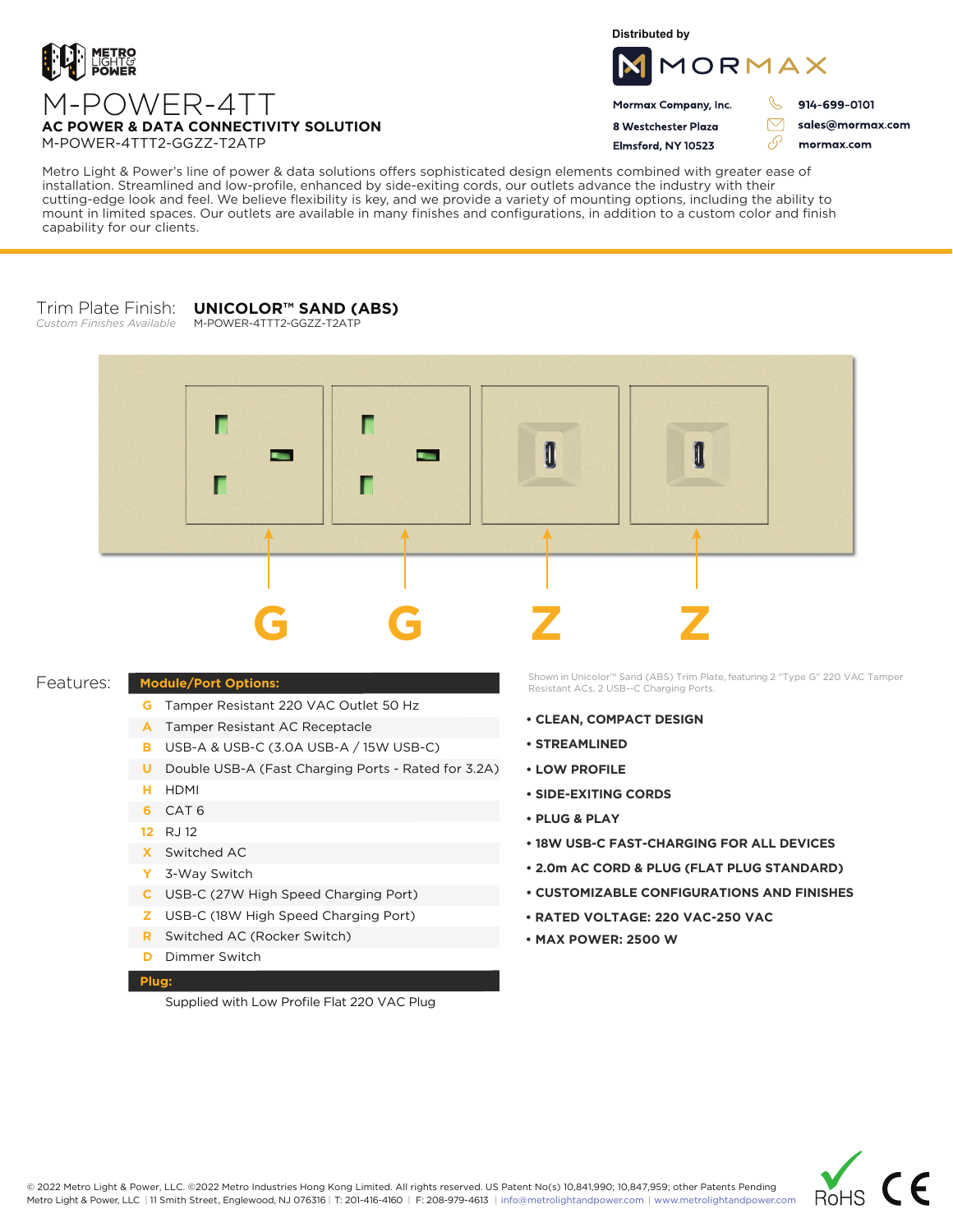METRO LIGHT & POWER

# M-POWER-4TT

**AC POWER & DATA CONNECTIVITY SOLUTION**

M-POWER-4TTT2-GGZZ-T2ATP

Distributed by

MORMAX

**Mormax Company, Inc.**
**8 Westchester Plaza**
**Elmsford, NY 10523**

**914-699-0101**
**sales@mormax.com**
**mormax.com**

Metro Light & Power's line of power & data solutions offers sophisticated design elements combined with greater ease of installation. Streamlined and low-profile, enhanced by side-exiting cords, our outlets advance the industry with their cutting-edge look and feel. We believe flexibility is key, and we provide a variety of mounting options, including the ability to mount in limited spaces. Our outlets are available in many finishes and configurations, in addition to a custom color and finish capability for our clients.

Trim Plate Finish: **UNICOLOR™ SAND (ABS)**
*Custom Finishes Available*
M-POWER-4TTT2-GGZZ-T2ATP

G G Z Z

Shown in Unicolor™ Sand (ABS) Trim Plate, featuring 2 "Type G" 220 VAC Tamper Resistant ACs, 2 USB--C Charging Ports.

## Features:

| **Module/Port Options:** | |
|---|---|
| G | Tamper Resistant 220 VAC Outlet 50 Hz |
| A | Tamper Resistant AC Receptacle |
| B | USB-A & USB-C (3.0A USB-A / 15W USB-C) |
| U | Double USB-A (Fast Charging Ports - Rated for 3.2A) |
| H | HDMI |
| 6 | CAT 6 |
| 12 | RJ 12 |
| X | Switched AC |
| Y | 3-Way Switch |
| C | USB-C (27W High Speed Charging Port) |
| Z | USB-C (18W High Speed Charging Port) |
| R | Switched AC (Rocker Switch) |
| D | Dimmer Switch |
| **Plug:** | |
| | Supplied with Low Profile Flat 220 VAC Plug |

- **CLEAN, COMPACT DESIGN**
- **STREAMLINED**
- **LOW PROFILE**
- **SIDE-EXITING CORDS**
- **PLUG & PLAY**
- **18W USB-C FAST-CHARGING FOR ALL DEVICES**
- **2.0m AC CORD & PLUG (FLAT PLUG STANDARD)**
- **CUSTOMIZABLE CONFIGURATIONS AND FINISHES**
- **RATED VOLTAGE: 220 VAC-250 VAC**
- **MAX POWER: 2500 W**

© 2022 Metro Light & Power, LLC. ©2022 Metro Industries Hong Kong Limited. All rights reserved. US Patent No(s) 10,841,990; 10,847,959; other Patents Pending
Metro Light & Power, LLC | 11 Smith Street, Englewood, NJ 076316 | T: 201-416-4160 | F: 208-979-4613 | info@metrolightandpower.com | www.metrolightandpower.com

RoHS CE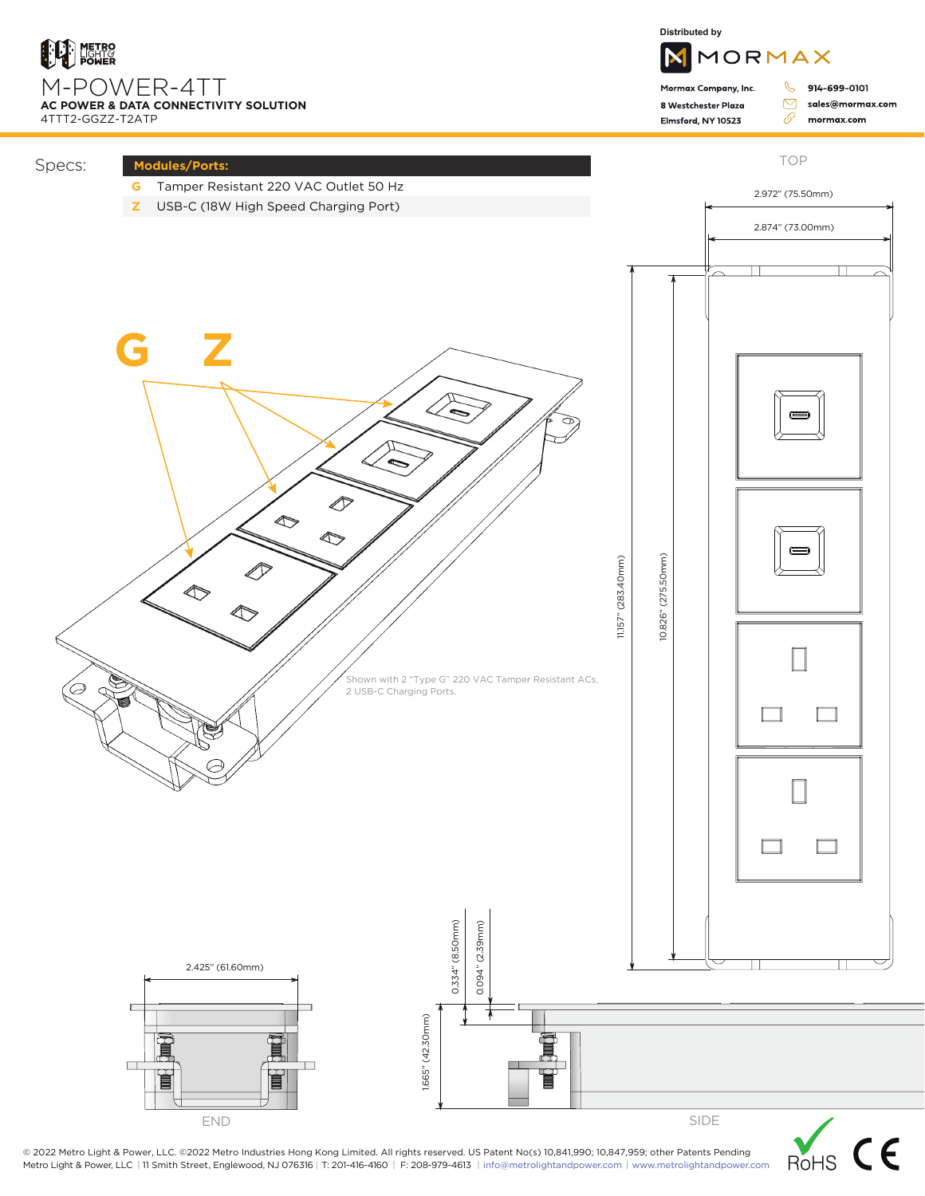METRO LIGHT & POWER

# M-POWER-4TT

**AC POWER & DATA CONNECTIVITY SOLUTION**

4TTT2-GGZZ-T2ATP

Distributed by

MORMAX

Mormax Company, Inc.
8 Westchester Plaza
Elmsford, NY 10523

914-699-0101
sales@mormax.com
mormax.com

Specs:

| Modules/Ports: | |
|---|---|
| G | Tamper Resistant 220 VAC Outlet 50 Hz |
| Z | USB-C (18W High Speed Charging Port) |

G Z

Shown with 2 "Type G" 220 VAC Tamper Resistant ACs, 2 USB-C Charging Ports.

TOP

2.972" (75.50mm)

2.874" (73.00mm)

11.157" (283.40mm)

10.826" (275.50mm)

2.425" (61.60mm)

END

0.334" (8.50mm)

0.094" (2.39mm)

1.665" (42.30mm)

SIDE

© 2022 Metro Light & Power, LLC. ©2022 Metro Industries Hong Kong Limited. All rights reserved. US Patent No(s) 10,841,990; 10,847,959; other Patents Pending

Metro Light & Power, LLC | 11 Smith Street, Englewood, NJ 076316 | T: 201-416-4160 | F: 208-979-4613 | info@metrolightandpower.com | www.metrolightandpower.com

RoHS CE